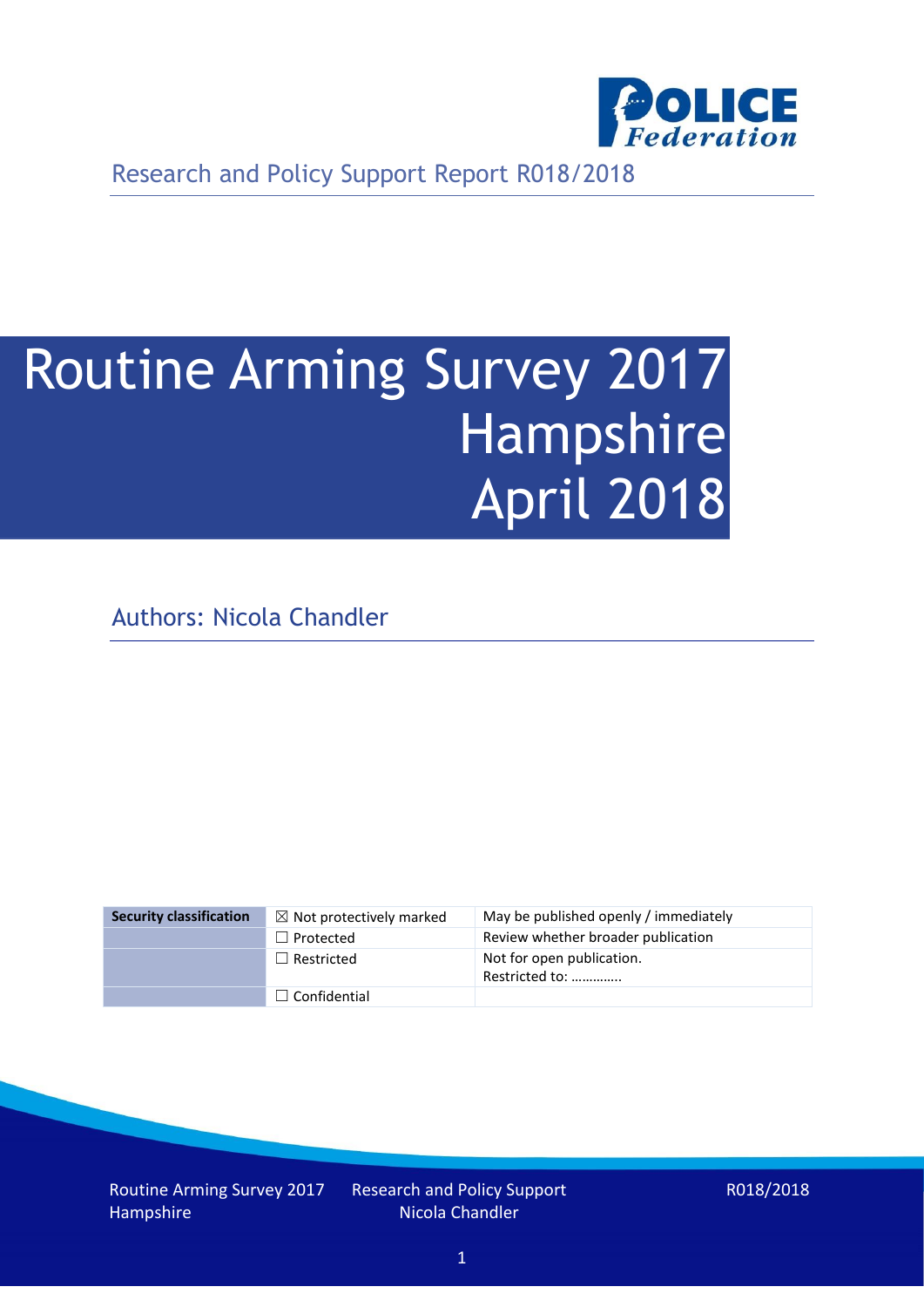Research and Policy Support Report R018/2018

# Routine Arming Survey 2017 Hampshire April 2018

Authors: Nicola Chandler

| Security classification | ☒ Not protectively marked | May be published openly / immediately |
|---|---|---|
| | ☐ Protected | Review whether broader publication |
| | ☐ Restricted | Not for open publication. Restricted to: ………….. |
| | ☐ Confidential | |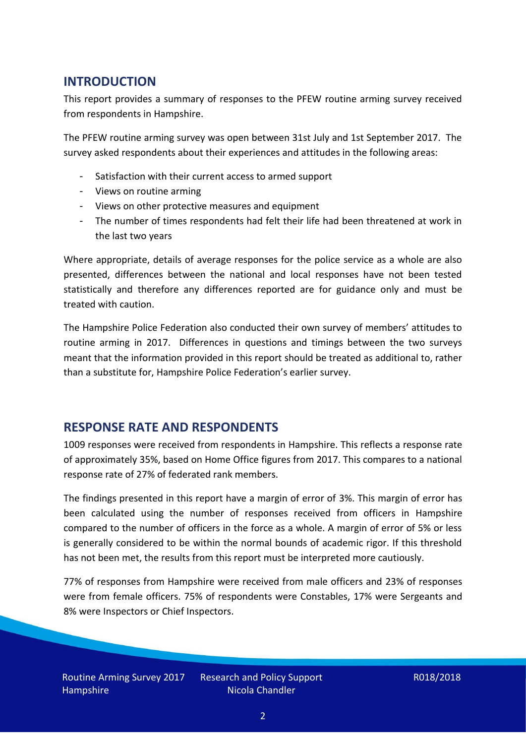## INTRODUCTION

This report provides a summary of responses to the PFEW routine arming survey received from respondents in Hampshire.

The PFEW routine arming survey was open between 31st July and 1st September 2017. The survey asked respondents about their experiences and attitudes in the following areas:

- Satisfaction with their current access to armed support
- Views on routine arming
- Views on other protective measures and equipment
- The number of times respondents had felt their life had been threatened at work in the last two years

Where appropriate, details of average responses for the police service as a whole are also presented, differences between the national and local responses have not been tested statistically and therefore any differences reported are for guidance only and must be treated with caution.

The Hampshire Police Federation also conducted their own survey of members' attitudes to routine arming in 2017. Differences in questions and timings between the two surveys meant that the information provided in this report should be treated as additional to, rather than a substitute for, Hampshire Police Federation's earlier survey.

## RESPONSE RATE AND RESPONDENTS

1009 responses were received from respondents in Hampshire. This reflects a response rate of approximately 35%, based on Home Office figures from 2017. This compares to a national response rate of 27% of federated rank members.

The findings presented in this report have a margin of error of 3%. This margin of error has been calculated using the number of responses received from officers in Hampshire compared to the number of officers in the force as a whole. A margin of error of 5% or less is generally considered to be within the normal bounds of academic rigor. If this threshold has not been met, the results from this report must be interpreted more cautiously.

77% of responses from Hampshire were received from male officers and 23% of responses were from female officers. 75% of respondents were Constables, 17% were Sergeants and 8% were Inspectors or Chief Inspectors.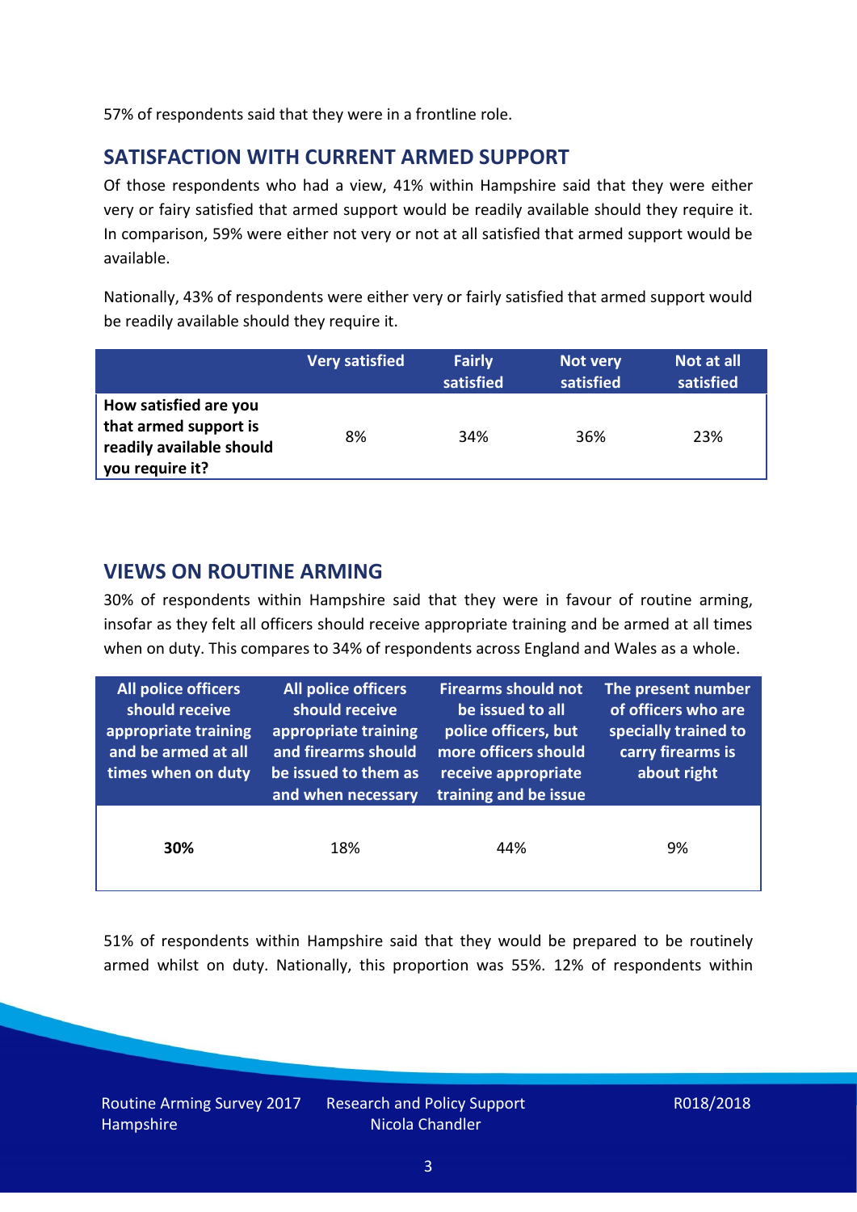57% of respondents said that they were in a frontline role.

## SATISFACTION WITH CURRENT ARMED SUPPORT

Of those respondents who had a view, 41% within Hampshire said that they were either very or fairly satisfied that armed support would be readily available should they require it. In comparison, 59% were either not very or not at all satisfied that armed support would be available.

Nationally, 43% of respondents were either very or fairly satisfied that armed support would be readily available should they require it.

| | Very satisfied | Fairly satisfied | Not very satisfied | Not at all satisfied |
|---|---|---|---|---|
| **How satisfied are you that armed support is readily available should you require it?** | 8% | 34% | 36% | 23% |

## VIEWS ON ROUTINE ARMING

30% of respondents within Hampshire said that they were in favour of routine arming, insofar as they felt all officers should receive appropriate training and be armed at all times when on duty. This compares to 34% of respondents across England and Wales as a whole.

| All police officers should receive appropriate training and be armed at all times when on duty | All police officers should receive appropriate training and firearms should be issued to them as and when necessary | Firearms should not be issued to all police officers, but more officers should receive appropriate training and be issue | The present number of officers who are specially trained to carry firearms is about right |
|---|---|---|---|
| **30%** | 18% | 44% | 9% |

51% of respondents within Hampshire said that they would be prepared to be routinely armed whilst on duty. Nationally, this proportion was 55%. 12% of respondents within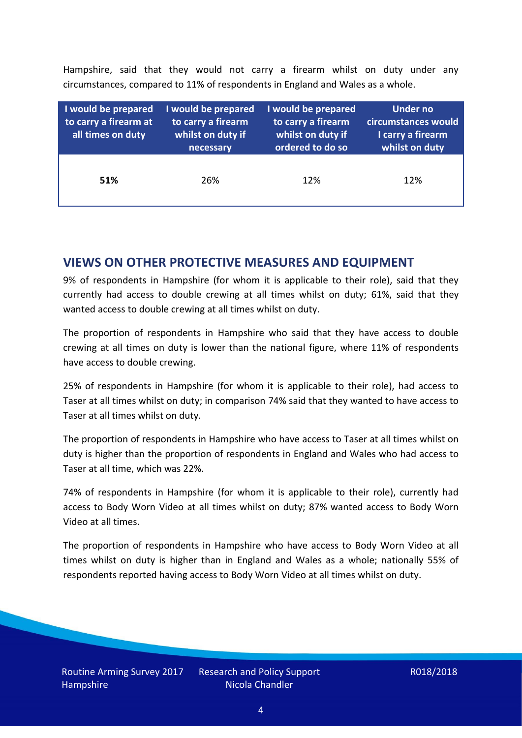Hampshire, said that they would not carry a firearm whilst on duty under any circumstances, compared to 11% of respondents in England and Wales as a whole.

| I would be prepared to carry a firearm at all times on duty | I would be prepared to carry a firearm whilst on duty if necessary | I would be prepared to carry a firearm whilst on duty if ordered to do so | Under no circumstances would I carry a firearm whilst on duty |
|---|---|---|---|
| **51%** | 26% | 12% | 12% |

## VIEWS ON OTHER PROTECTIVE MEASURES AND EQUIPMENT

9% of respondents in Hampshire (for whom it is applicable to their role), said that they currently had access to double crewing at all times whilst on duty; 61%, said that they wanted access to double crewing at all times whilst on duty.

The proportion of respondents in Hampshire who said that they have access to double crewing at all times on duty is lower than the national figure, where 11% of respondents have access to double crewing.

25% of respondents in Hampshire (for whom it is applicable to their role), had access to Taser at all times whilst on duty; in comparison 74% said that they wanted to have access to Taser at all times whilst on duty.

The proportion of respondents in Hampshire who have access to Taser at all times whilst on duty is higher than the proportion of respondents in England and Wales who had access to Taser at all time, which was 22%.

74% of respondents in Hampshire (for whom it is applicable to their role), currently had access to Body Worn Video at all times whilst on duty; 87% wanted access to Body Worn Video at all times.

The proportion of respondents in Hampshire who have access to Body Worn Video at all times whilst on duty is higher than in England and Wales as a whole; nationally 55% of respondents reported having access to Body Worn Video at all times whilst on duty.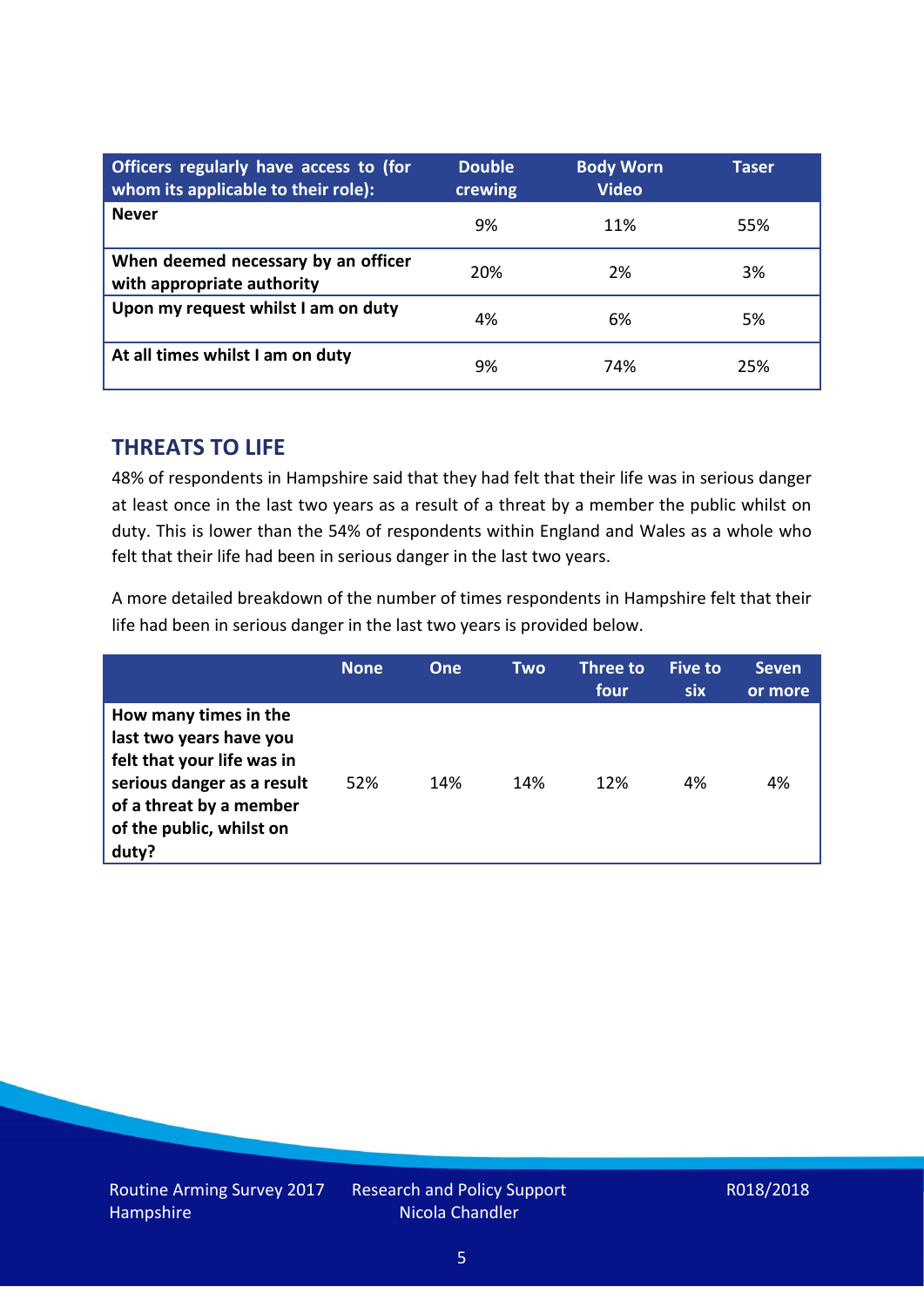| Officers regularly have access to (for whom its applicable to their role): | Double crewing | Body Worn Video | Taser |
|---|---|---|---|
| **Never** | 9% | 11% | 55% |
| **When deemed necessary by an officer with appropriate authority** | 20% | 2% | 3% |
| **Upon my request whilst I am on duty** | 4% | 6% | 5% |
| **At all times whilst I am on duty** | 9% | 74% | 25% |

## THREATS TO LIFE

48% of respondents in Hampshire said that they had felt that their life was in serious danger at least once in the last two years as a result of a threat by a member the public whilst on duty. This is lower than the 54% of respondents within England and Wales as a whole who felt that their life had been in serious danger in the last two years.

A more detailed breakdown of the number of times respondents in Hampshire felt that their life had been in serious danger in the last two years is provided below.

| | None | One | Two | Three to four | Five to six | Seven or more |
|---|---|---|---|---|---|---|
| **How many times in the last two years have you felt that your life was in serious danger as a result of a threat by a member of the public, whilst on duty?** | 52% | 14% | 14% | 12% | 4% | 4% |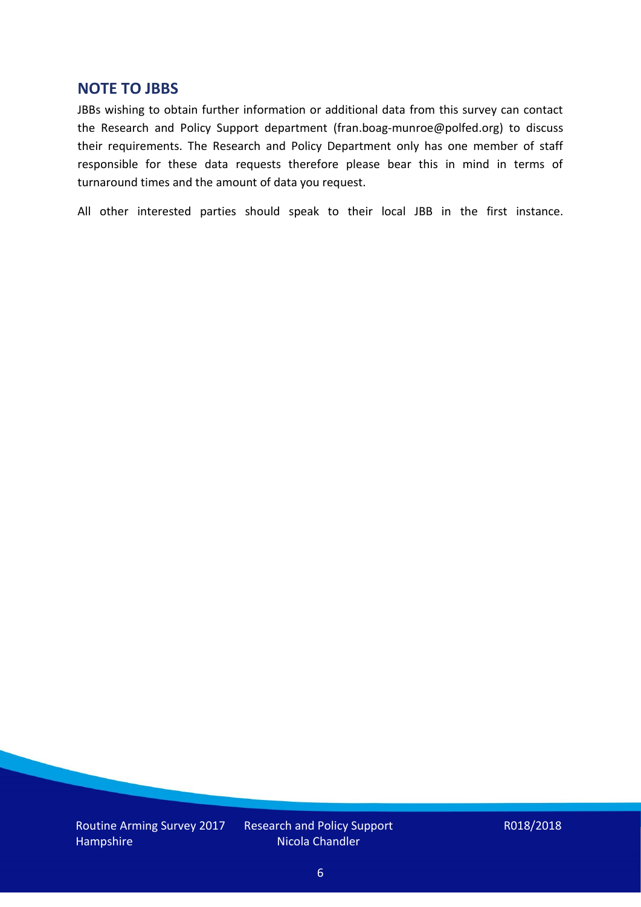## NOTE TO JBBS

JBBs wishing to obtain further information or additional data from this survey can contact the Research and Policy Support department (fran.boag-munroe@polfed.org) to discuss their requirements. The Research and Policy Department only has one member of staff responsible for these data requests therefore please bear this in mind in terms of turnaround times and the amount of data you request.

All other interested parties should speak to their local JBB in the first instance.